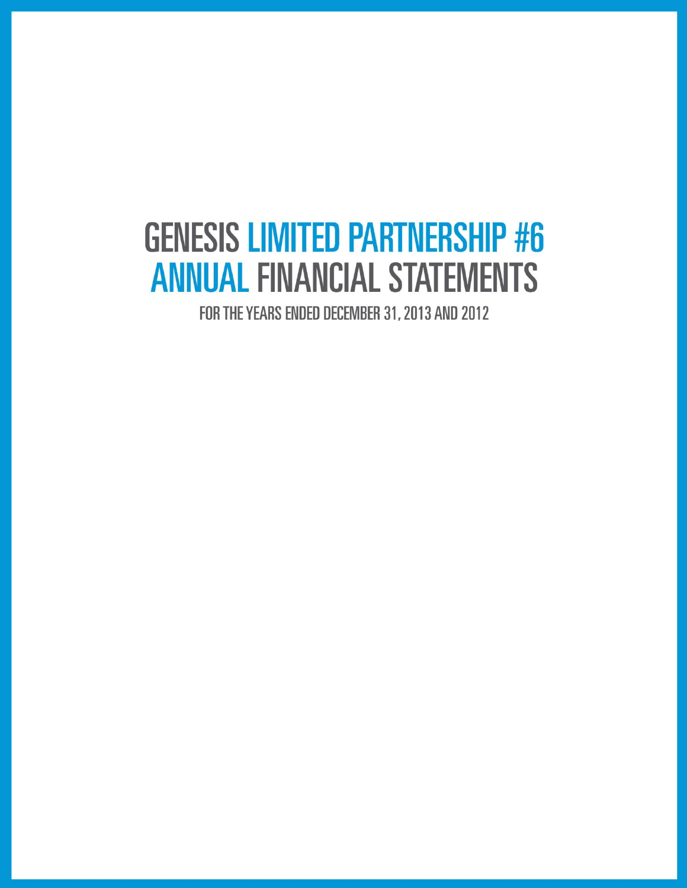# GENESIS LIMITED PARTNERSHIP #6 ANNUAL FINANCIAL STATEMENTS

FOR THE YEARS ENDED DECEMBER 31, 2013 AND 2012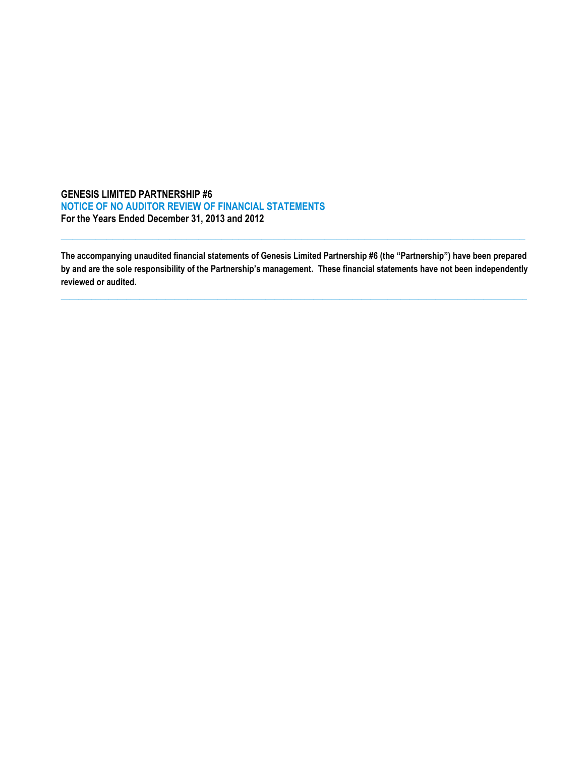**GENESIS LIMITED PARTNERSHIP #6**

**NOTICE OF NO AUDITOR REVIEW OF FINANCIAL STATEMENTS**

**For the Years Ended December 31, 2013 and 2012**

---

**The accompanying unaudited financial statements of Genesis Limited Partnership #6 (the "Partnership") have been prepared by and are the sole responsibility of the Partnership's management. These financial statements have not been independently reviewed or audited.**

---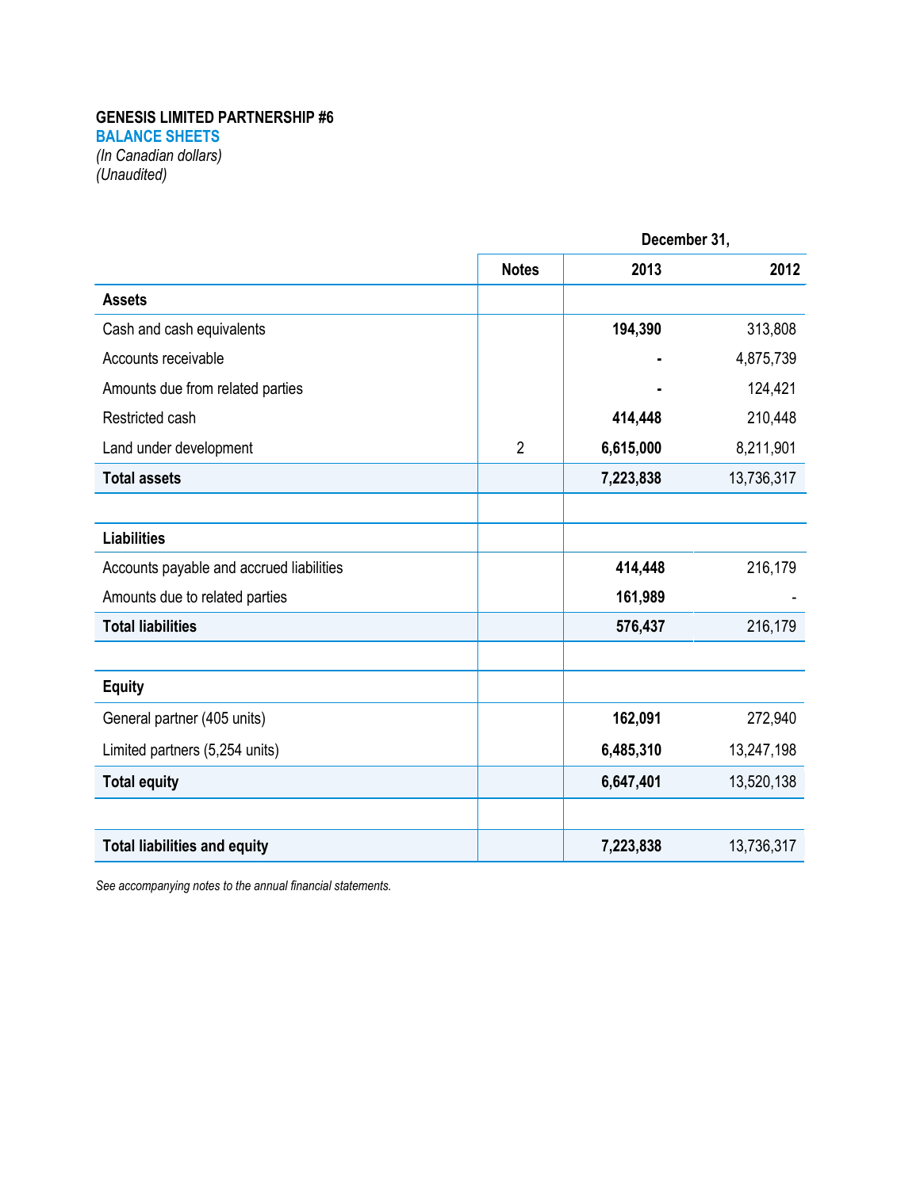**GENESIS LIMITED PARTNERSHIP #6**

**BALANCE SHEETS**

*(In Canadian dollars)*

*(Unaudited)*

| | Notes | December 31, 2013 | 2012 |
|---|---|---|---|
| **Assets** | | | |
| Cash and cash equivalents | | **194,390** | 313,808 |
| Accounts receivable | | **-** | 4,875,739 |
| Amounts due from related parties | | **-** | 124,421 |
| Restricted cash | | **414,448** | 210,448 |
| Land under development | 2 | **6,615,000** | 8,211,901 |
| **Total assets** | | **7,223,838** | 13,736,317 |
| | | | |
| **Liabilities** | | | |
| Accounts payable and accrued liabilities | | **414,448** | 216,179 |
| Amounts due to related parties | | **161,989** | - |
| **Total liabilities** | | **576,437** | 216,179 |
| | | | |
| **Equity** | | | |
| General partner (405 units) | | **162,091** | 272,940 |
| Limited partners (5,254 units) | | **6,485,310** | 13,247,198 |
| **Total equity** | | **6,647,401** | 13,520,138 |
| | | | |
| **Total liabilities and equity** | | **7,223,838** | 13,736,317 |

*See accompanying notes to the annual financial statements.*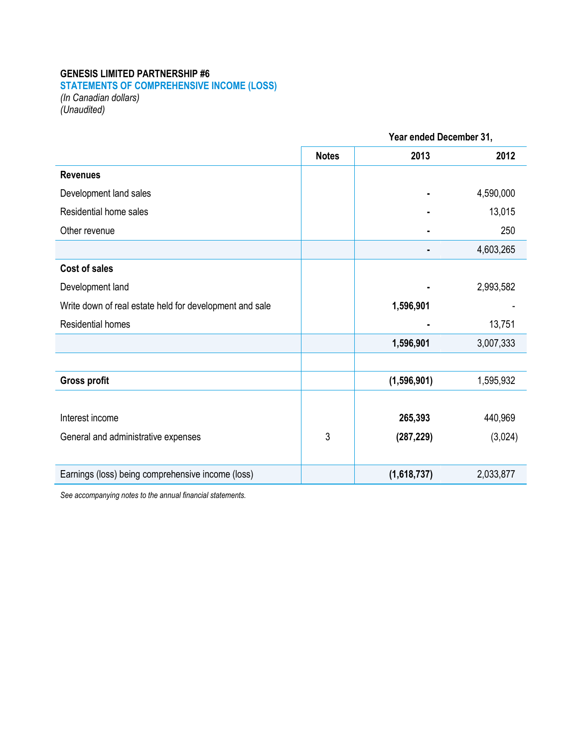**GENESIS LIMITED PARTNERSHIP #6**

**STATEMENTS OF COMPREHENSIVE INCOME (LOSS)**

*(In Canadian dollars)*

*(Unaudited)*

| | Notes | Year ended December 31, 2013 | 2012 |
|---|---|---|---|
| **Revenues** | | | |
| Development land sales | | - | 4,590,000 |
| Residential home sales | | - | 13,015 |
| Other revenue | | - | 250 |
| | | - | 4,603,265 |
| **Cost of sales** | | | |
| Development land | | - | 2,993,582 |
| Write down of real estate held for development and sale | | **1,596,901** | - |
| Residential homes | | - | 13,751 |
| | | **1,596,901** | 3,007,333 |
| | | | |
| **Gross profit** | | **(1,596,901)** | 1,595,932 |
| | | | |
| Interest income | | **265,393** | 440,969 |
| General and administrative expenses | 3 | **(287,229)** | (3,024) |
| | | | |
| Earnings (loss) being comprehensive income (loss) | | **(1,618,737)** | 2,033,877 |

*See accompanying notes to the annual financial statements.*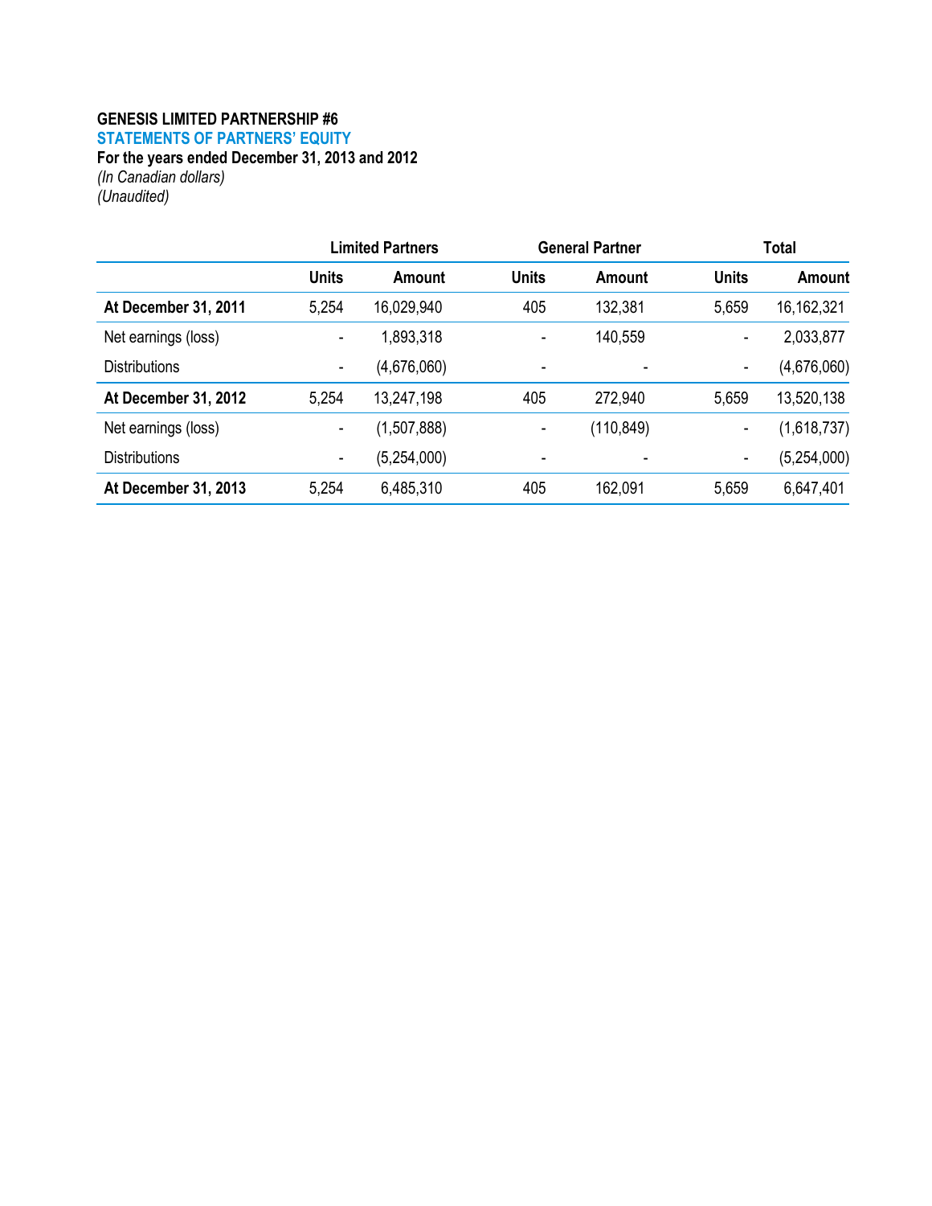**GENESIS LIMITED PARTNERSHIP #6**

**STATEMENTS OF PARTNERS' EQUITY**

**For the years ended December 31, 2013 and 2012**

*(In Canadian dollars)*

*(Unaudited)*

| | Limited Partners | | General Partner | | Total | |
|---|---|---|---|---|---|---|
| | **Units** | **Amount** | **Units** | **Amount** | **Units** | **Amount** |
| **At December 31, 2011** | 5,254 | 16,029,940 | 405 | 132,381 | 5,659 | 16,162,321 |
| Net earnings (loss) | - | 1,893,318 | - | 140,559 | - | 2,033,877 |
| Distributions | - | (4,676,060) | - | - | - | (4,676,060) |
| **At December 31, 2012** | 5,254 | 13,247,198 | 405 | 272,940 | 5,659 | 13,520,138 |
| Net earnings (loss) | - | (1,507,888) | - | (110,849) | - | (1,618,737) |
| Distributions | - | (5,254,000) | - | - | - | (5,254,000) |
| **At December 31, 2013** | 5,254 | 6,485,310 | 405 | 162,091 | 5,659 | 6,647,401 |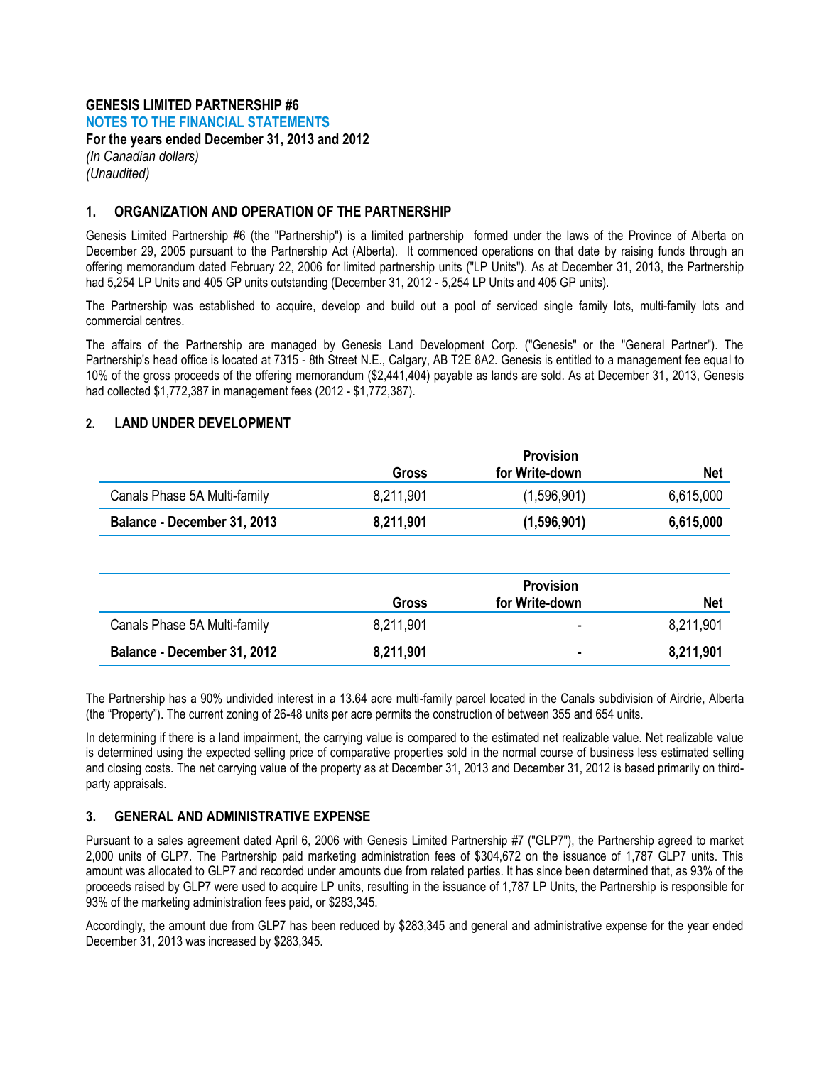**GENESIS LIMITED PARTNERSHIP #6**

**NOTES TO THE FINANCIAL STATEMENTS**

**For the years ended December 31, 2013 and 2012**

*(In Canadian dollars)*

*(Unaudited)*

## 1. ORGANIZATION AND OPERATION OF THE PARTNERSHIP

Genesis Limited Partnership #6 (the "Partnership") is a limited partnership formed under the laws of the Province of Alberta on December 29, 2005 pursuant to the Partnership Act (Alberta). It commenced operations on that date by raising funds through an offering memorandum dated February 22, 2006 for limited partnership units ("LP Units"). As at December 31, 2013, the Partnership had 5,254 LP Units and 405 GP units outstanding (December 31, 2012 - 5,254 LP Units and 405 GP units).

The Partnership was established to acquire, develop and build out a pool of serviced single family lots, multi-family lots and commercial centres.

The affairs of the Partnership are managed by Genesis Land Development Corp. ("Genesis" or the "General Partner"). The Partnership's head office is located at 7315 - 8th Street N.E., Calgary, AB T2E 8A2. Genesis is entitled to a management fee equal to 10% of the gross proceeds of the offering memorandum ($2,441,404) payable as lands are sold. As at December 31, 2013, Genesis had collected $1,772,387 in management fees (2012 - $1,772,387).

## 2. LAND UNDER DEVELOPMENT

| | Gross | Provision for Write-down | Net |
|---|---|---|---|
| Canals Phase 5A Multi-family | 8,211,901 | (1,596,901) | 6,615,000 |
| **Balance - December 31, 2013** | **8,211,901** | **(1,596,901)** | **6,615,000** |

| | Gross | Provision for Write-down | Net |
|---|---|---|---|
| Canals Phase 5A Multi-family | 8,211,901 | - | 8,211,901 |
| **Balance - December 31, 2012** | **8,211,901** | **-** | **8,211,901** |

The Partnership has a 90% undivided interest in a 13.64 acre multi-family parcel located in the Canals subdivision of Airdrie, Alberta (the "Property"). The current zoning of 26-48 units per acre permits the construction of between 355 and 654 units.

In determining if there is a land impairment, the carrying value is compared to the estimated net realizable value. Net realizable value is determined using the expected selling price of comparative properties sold in the normal course of business less estimated selling and closing costs. The net carrying value of the property as at December 31, 2013 and December 31, 2012 is based primarily on third-party appraisals.

## 3. GENERAL AND ADMINISTRATIVE EXPENSE

Pursuant to a sales agreement dated April 6, 2006 with Genesis Limited Partnership #7 ("GLP7"), the Partnership agreed to market 2,000 units of GLP7. The Partnership paid marketing administration fees of $304,672 on the issuance of 1,787 GLP7 units. This amount was allocated to GLP7 and recorded under amounts due from related parties. It has since been determined that, as 93% of the proceeds raised by GLP7 were used to acquire LP units, resulting in the issuance of 1,787 LP Units, the Partnership is responsible for 93% of the marketing administration fees paid, or $283,345.

Accordingly, the amount due from GLP7 has been reduced by $283,345 and general and administrative expense for the year ended December 31, 2013 was increased by $283,345.